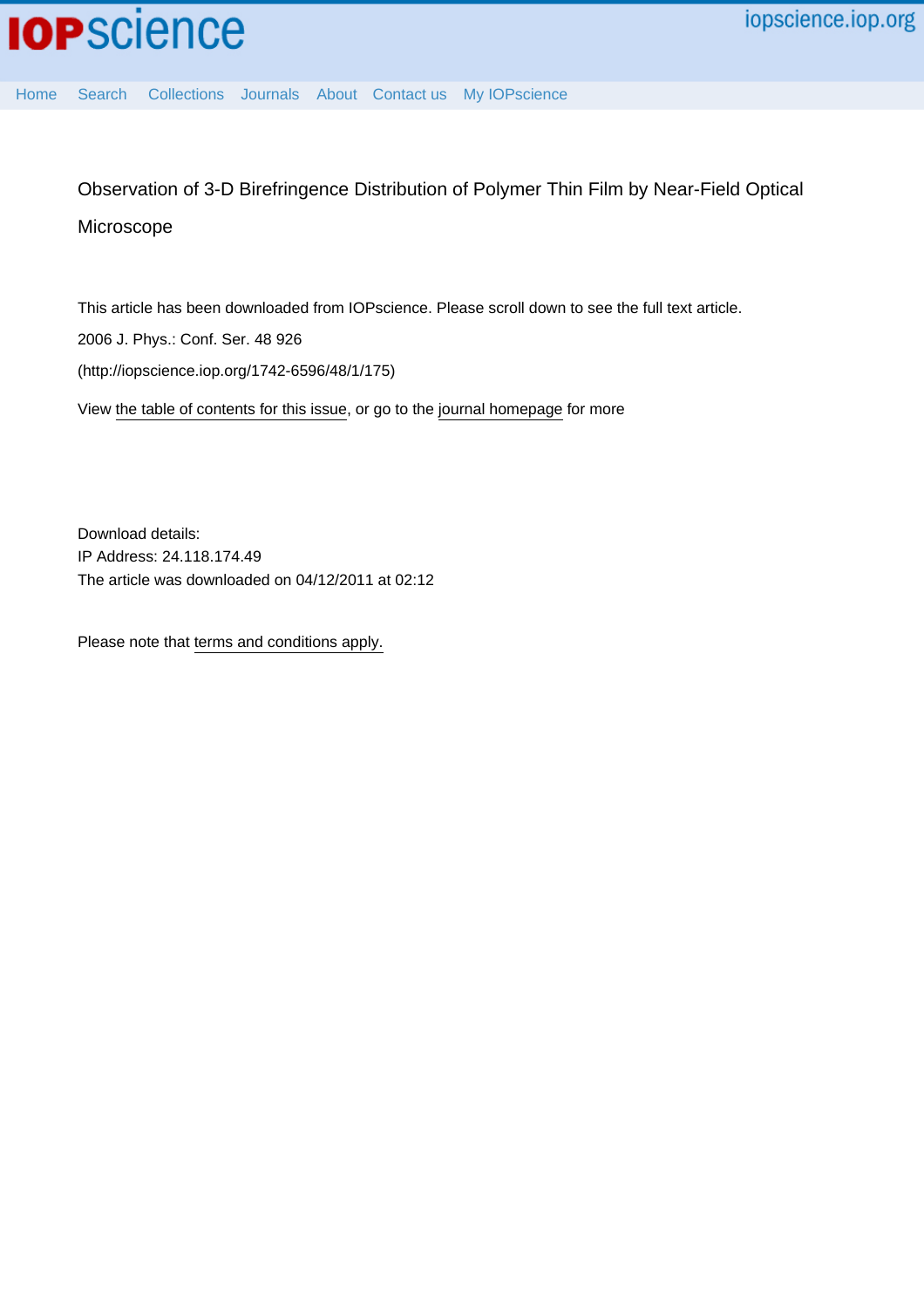# Observation of 3-D Birefringence Distribution of Polymer Thin Film by Near-Field Optical Microscope

This article has been downloaded from IOPscience. Please scroll down to see the full text article.

2006 J. Phys.: Conf. Ser. 48 926

(http://iopscience.iop.org/1742-6596/48/1/175)

View the table of contents for this issue, or go to the journal homepage for more

Download details:

IP Address: 24.118.174.49

The article was downloaded on 04/12/2011 at 02:12

Please note that terms and conditions apply.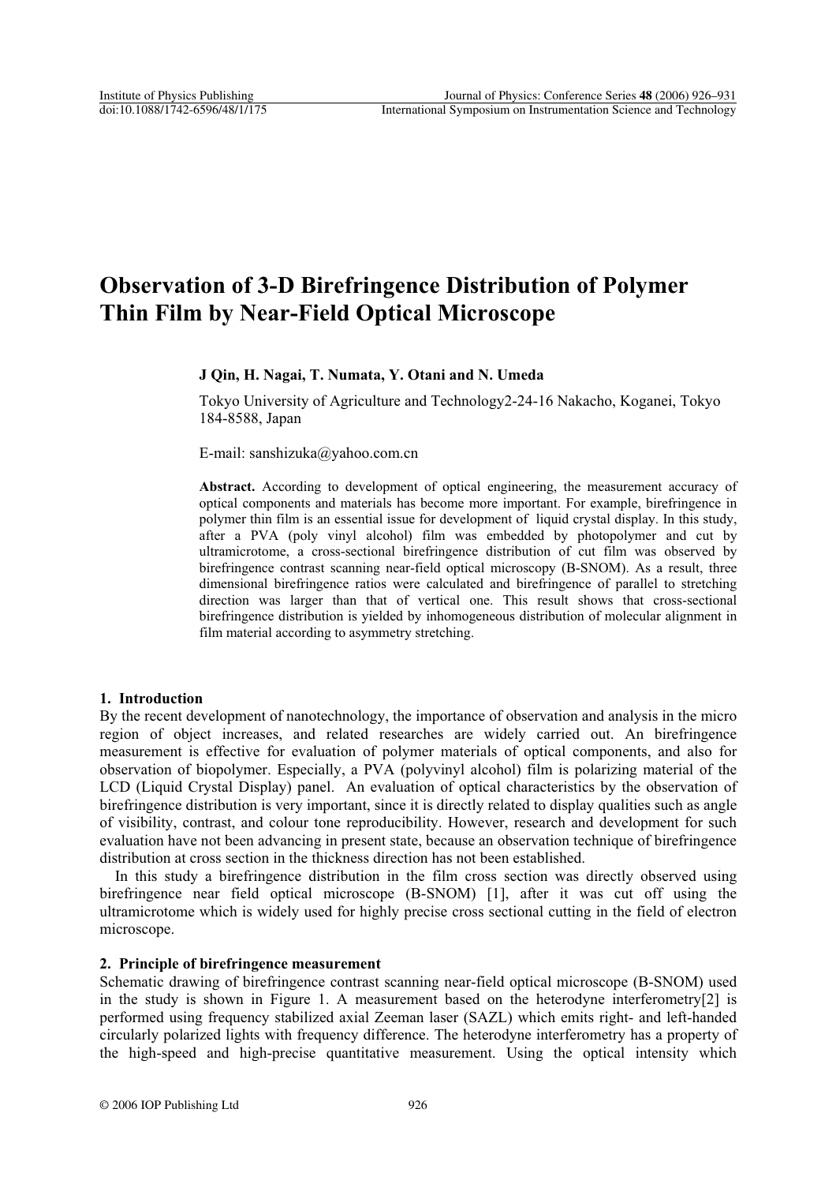# Observation of 3-D Birefringence Distribution of Polymer Thin Film by Near-Field Optical Microscope

**J Qin, H. Nagai, T. Numata, Y. Otani and N. Umeda**

Tokyo University of Agriculture and Technology2-24-16 Nakacho, Koganei, Tokyo 184-8588, Japan

E-mail: sanshizuka@yahoo.com.cn

**Abstract.** According to development of optical engineering, the measurement accuracy of optical components and materials has become more important. For example, birefringence in polymer thin film is an essential issue for development of liquid crystal display. In this study, after a PVA (poly vinyl alcohol) film was embedded by photopolymer and cut by ultramicrotome, a cross-sectional birefringence distribution of cut film was observed by birefringence contrast scanning near-field optical microscopy (B-SNOM). As a result, three dimensional birefringence ratios were calculated and birefringence of parallel to stretching direction was larger than that of vertical one. This result shows that cross-sectional birefringence distribution is yielded by inhomogeneous distribution of molecular alignment in film material according to asymmetry stretching.

## 1. Introduction

By the recent development of nanotechnology, the importance of observation and analysis in the micro region of object increases, and related researches are widely carried out. An birefringence measurement is effective for evaluation of polymer materials of optical components, and also for observation of biopolymer. Especially, a PVA (polyvinyl alcohol) film is polarizing material of the LCD (Liquid Crystal Display) panel. An evaluation of optical characteristics by the observation of birefringence distribution is very important, since it is directly related to display qualities such as angle of visibility, contrast, and colour tone reproducibility. However, research and development for such evaluation have not been advancing in present state, because an observation technique of birefringence distribution at cross section in the thickness direction has not been established.

In this study a birefringence distribution in the film cross section was directly observed using birefringence near field optical microscope (B-SNOM) [1], after it was cut off using the ultramicrotome which is widely used for highly precise cross sectional cutting in the field of electron microscope.

## 2. Principle of birefringence measurement

Schematic drawing of birefringence contrast scanning near-field optical microscope (B-SNOM) used in the study is shown in Figure 1. A measurement based on the heterodyne interferometry[2] is performed using frequency stabilized axial Zeeman laser (SAZL) which emits right- and left-handed circularly polarized lights with frequency difference. The heterodyne interferometry has a property of the high-speed and high-precise quantitative measurement. Using the optical intensity which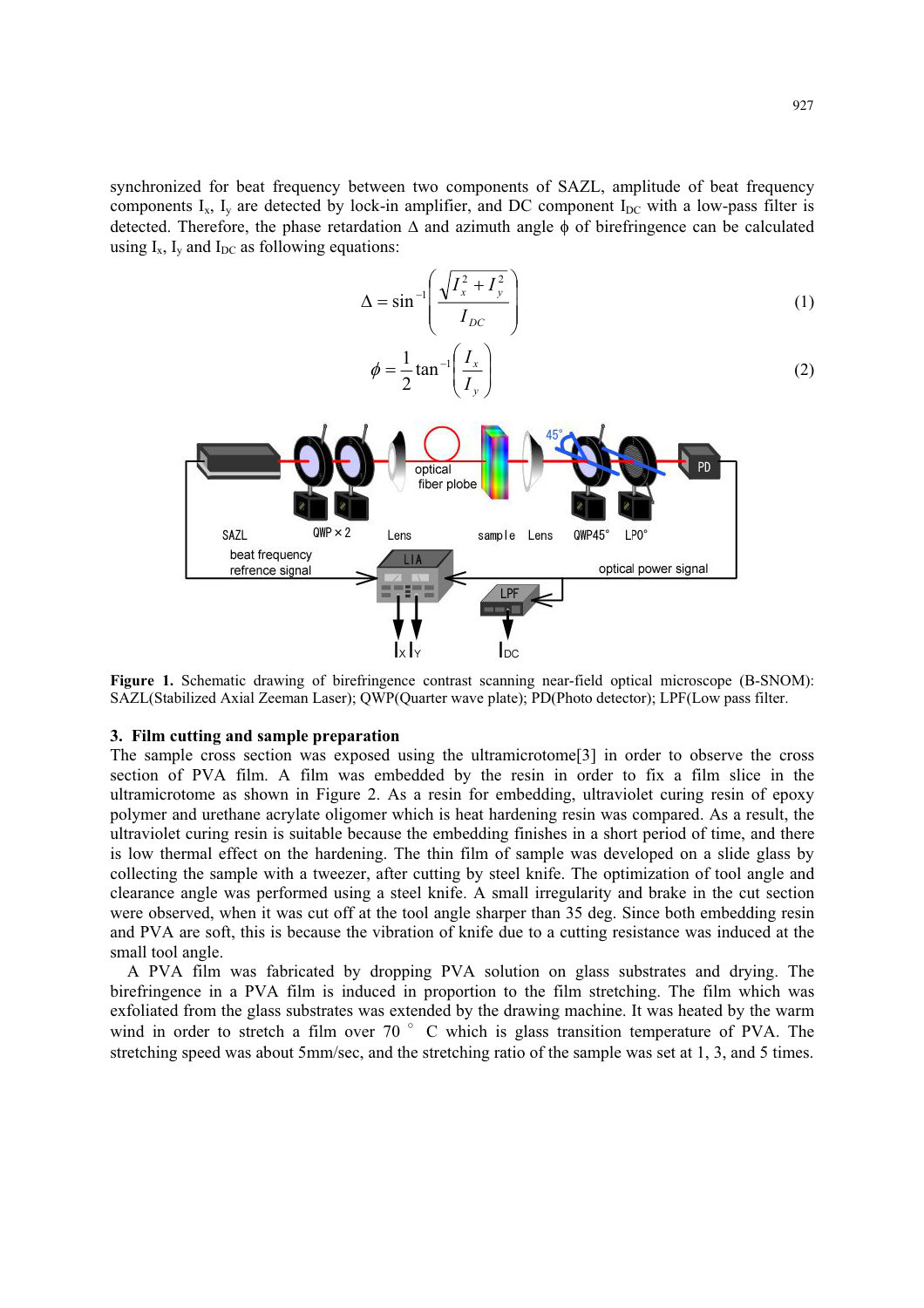synchronized for beat frequency between two components of SAZL, amplitude of beat frequency components $I_x$, $I_y$ are detected by lock-in amplifier, and DC component $I_{DC}$ with a low-pass filter is detected. Therefore, the phase retardation $\Delta$ and azimuth angle $\phi$ of birefringence can be calculated using $I_x$, $I_y$ and $I_{DC}$ as following equations:

$$\Delta = \sin^{-1}\left(\frac{\sqrt{I_x^2 + I_y^2}}{I_{DC}}\right) \tag{1}$$

$$\phi = \frac{1}{2}\tan^{-1}\left(\frac{I_x}{I_y}\right) \tag{2}$$

**Figure 1.** Schematic drawing of birefringence contrast scanning near-field optical microscope (B-SNOM): SAZL(Stabilized Axial Zeeman Laser); QWP(Quarter wave plate); PD(Photo detector); LPF(Low pass filter.

## 3. Film cutting and sample preparation

The sample cross section was exposed using the ultramicrotome[3] in order to observe the cross section of PVA film. A film was embedded by the resin in order to fix a film slice in the ultramicrotome as shown in Figure 2. As a resin for embedding, ultraviolet curing resin of epoxy polymer and urethane acrylate oligomer which is heat hardening resin was compared. As a result, the ultraviolet curing resin is suitable because the embedding finishes in a short period of time, and there is low thermal effect on the hardening. The thin film of sample was developed on a slide glass by collecting the sample with a tweezer, after cutting by steel knife. The optimization of tool angle and clearance angle was performed using a steel knife. A small irregularity and brake in the cut section were observed, when it was cut off at the tool angle sharper than 35 deg. Since both embedding resin and PVA are soft, this is because the vibration of knife due to a cutting resistance was induced at the small tool angle.

A PVA film was fabricated by dropping PVA solution on glass substrates and drying. The birefringence in a PVA film is induced in proportion to the film stretching. The film which was exfoliated from the glass substrates was extended by the drawing machine. It was heated by the warm wind in order to stretch a film over 70 ° C which is glass transition temperature of PVA. The stretching speed was about 5mm/sec, and the stretching ratio of the sample was set at 1, 3, and 5 times.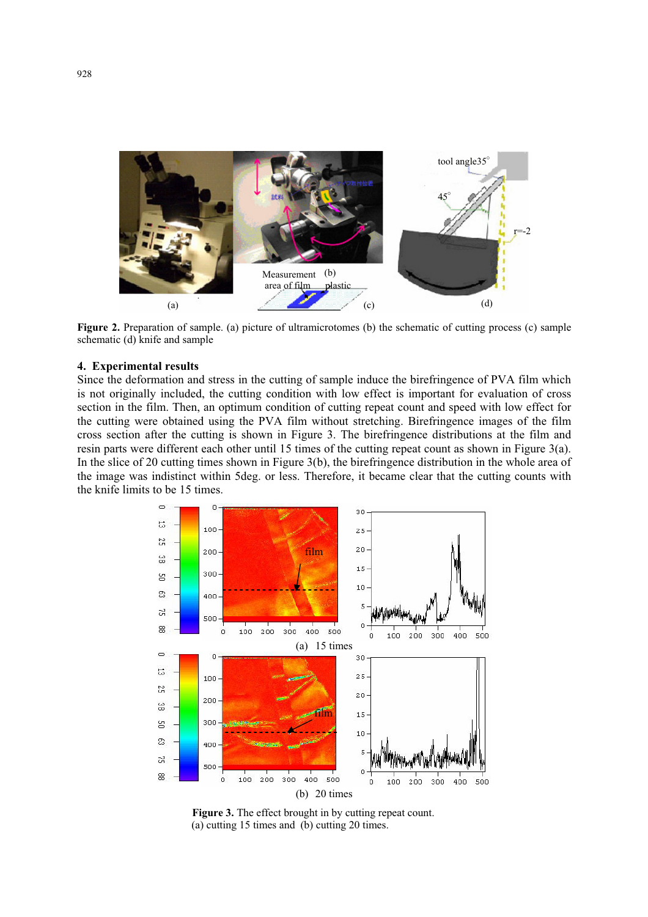**Figure 2.** Preparation of sample. (a) picture of ultramicrotomes (b) the schematic of cutting process (c) sample schematic (d) knife and sample

## 4. Experimental results

Since the deformation and stress in the cutting of sample induce the birefringence of PVA film which is not originally included, the cutting condition with low effect is important for evaluation of cross section in the film. Then, an optimum condition of cutting repeat count and speed with low effect for the cutting were obtained using the PVA film without stretching. Birefringence images of the film cross section after the cutting is shown in Figure 3. The birefringence distributions at the film and resin parts were different each other until 15 times of the cutting repeat count as shown in Figure 3(a). In the slice of 20 cutting times shown in Figure 3(b), the birefringence distribution in the whole area of the image was indistinct within 5deg. or less. Therefore, it became clear that the cutting counts with the knife limits to be 15 times.

(a) 15 times

(b) 20 times

**Figure 3.** The effect brought in by cutting repeat count.
(a) cutting 15 times and (b) cutting 20 times.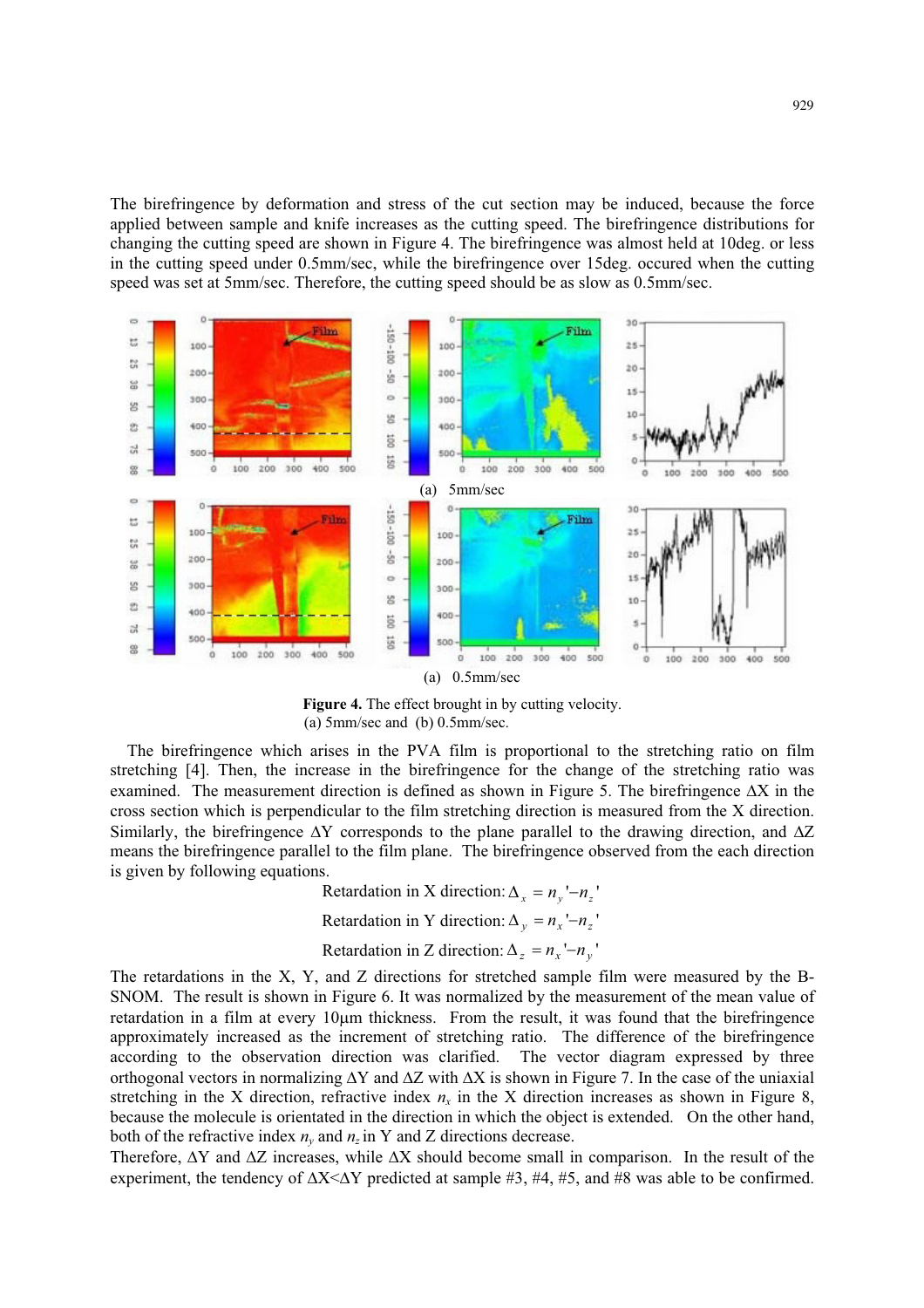The birefringence by deformation and stress of the cut section may be induced, because the force applied between sample and knife increases as the cutting speed. The birefringence distributions for changing the cutting speed are shown in Figure 4. The birefringence was almost held at 10deg. or less in the cutting speed under 0.5mm/sec, while the birefringence over 15deg. occured when the cutting speed was set at 5mm/sec. Therefore, the cutting speed should be as slow as 0.5mm/sec.

(a) 5mm/sec

(a) 0.5mm/sec

**Figure 4.** The effect brought in by cutting velocity.
(a) 5mm/sec and (b) 0.5mm/sec.

The birefringence which arises in the PVA film is proportional to the stretching ratio on film stretching [4]. Then, the increase in the birefringence for the change of the stretching ratio was examined. The measurement direction is defined as shown in Figure 5. The birefringence ΔX in the cross section which is perpendicular to the film stretching direction is measured from the X direction. Similarly, the birefringence ΔY corresponds to the plane parallel to the drawing direction, and ΔZ means the birefringence parallel to the film plane. The birefringence observed from the each direction is given by following equations.

Retardation in X direction: $\Delta_x = n_y' - n_z'$

Retardation in Y direction: $\Delta_y = n_x' - n_z'$

Retardation in Z direction: $\Delta_z = n_x' - n_y'$

The retardations in the X, Y, and Z directions for stretched sample film were measured by the B-SNOM. The result is shown in Figure 6. It was normalized by the measurement of the mean value of retardation in a film at every 10μm thickness. From the result, it was found that the birefringence approximately increased as the increment of stretching ratio. The difference of the birefringence according to the observation direction was clarified. The vector diagram expressed by three orthogonal vectors in normalizing ΔY and ΔZ with ΔX is shown in Figure 7. In the case of the uniaxial stretching in the X direction, refractive index $n_x$ in the X direction increases as shown in Figure 8, because the molecule is orientated in the direction in which the object is extended. On the other hand, both of the refractive index $n_y$ and $n_z$ in Y and Z directions decrease.

Therefore, ΔY and ΔZ increases, while ΔX should become small in comparison. In the result of the experiment, the tendency of ΔX<ΔY predicted at sample #3, #4, #5, and #8 was able to be confirmed.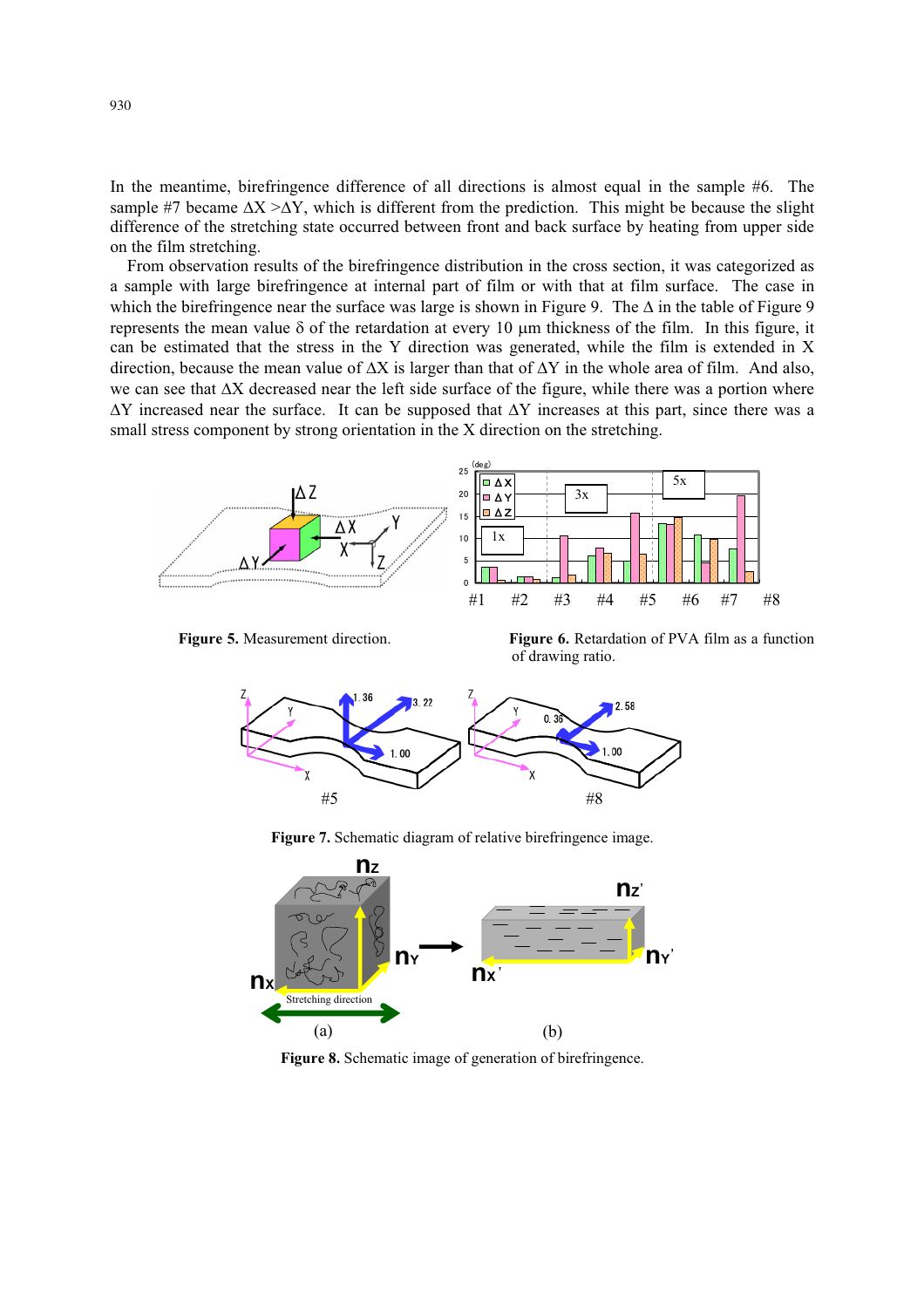In the meantime, birefringence difference of all directions is almost equal in the sample #6. The sample #7 became ΔX >ΔY, which is different from the prediction. This might be because the slight difference of the stretching state occurred between front and back surface by heating from upper side on the film stretching.

From observation results of the birefringence distribution in the cross section, it was categorized as a sample with large birefringence at internal part of film or with that at film surface. The case in which the birefringence near the surface was large is shown in Figure 9. The Δ in the table of Figure 9 represents the mean value δ of the retardation at every 10 μm thickness of the film. In this figure, it can be estimated that the stress in the Y direction was generated, while the film is extended in X direction, because the mean value of ΔX is larger than that of ΔY in the whole area of film. And also, we can see that ΔX decreased near the left side surface of the figure, while there was a portion where ΔY increased near the surface. It can be supposed that ΔY increases at this part, since there was a small stress component by strong orientation in the X direction on the stretching.

**Figure 5.** Measurement direction.

**Figure 6.** Retardation of PVA film as a function of drawing ratio.

**Figure 7.** Schematic diagram of relative birefringence image.

**Figure 8.** Schematic image of generation of birefringence.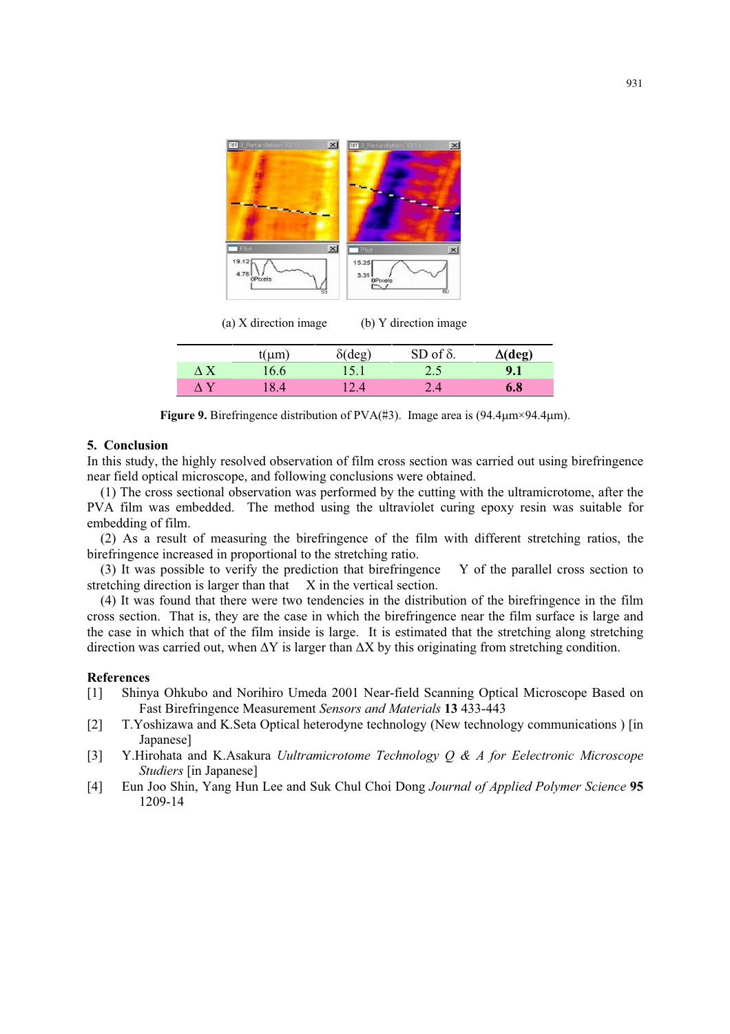19.12

4.76

0Pixels

55

15.25

3.31

0Pixels

60

(a) X direction image (b) Y direction image

| | t(μm) | δ(deg) | SD of δ. | **Δ(deg)** |
|---|---|---|---|---|
| Δ X | 16.6 | 15.1 | 2.5 | **9.1** |
| Δ Y | 18.4 | 12.4 | 2.4 | **6.8** |

**Figure 9.** Birefringence distribution of PVA(#3). Image area is (94.4μm×94.4μm).

## 5. Conclusion

In this study, the highly resolved observation of film cross section was carried out using birefringence near field optical microscope, and following conclusions were obtained.

(1) The cross sectional observation was performed by the cutting with the ultramicrotome, after the PVA film was embedded. The method using the ultraviolet curing epoxy resin was suitable for embedding of film.

(2) As a result of measuring the birefringence of the film with different stretching ratios, the birefringence increased in proportional to the stretching ratio.

(3) It was possible to verify the prediction that birefringence Y of the parallel cross section to stretching direction is larger than that X in the vertical section.

(4) It was found that there were two tendencies in the distribution of the birefringence in the film cross section. That is, they are the case in which the birefringence near the film surface is large and the case in which that of the film inside is large. It is estimated that the stretching along stretching direction was carried out, when ΔY is larger than ΔX by this originating from stretching condition.

## References

[1] Shinya Ohkubo and Norihiro Umeda 2001 Near-field Scanning Optical Microscope Based on Fast Birefringence Measurement *Sensors and Materials* **13** 433-443

[2] T.Yoshizawa and K.Seta Optical heterodyne technology (New technology communications ) [in Japanese]

[3] Y.Hirohata and K.Asakura *Uultramicrotome Technology Q & A for Eelectronic Microscope Studiers* [in Japanese]

[4] Eun Joo Shin, Yang Hun Lee and Suk Chul Choi Dong *Journal of Applied Polymer Science* **95** 1209-14